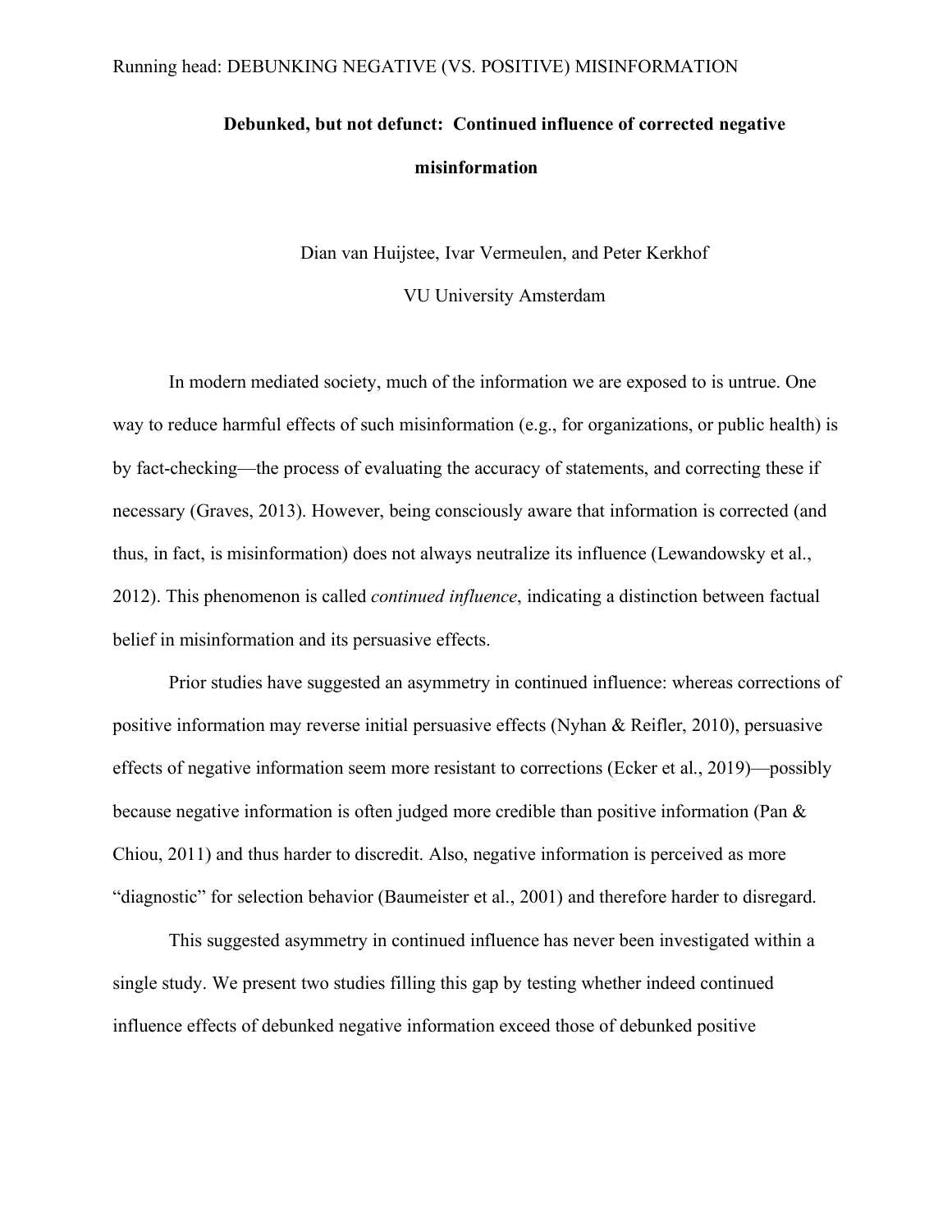# Debunked, but not defunct: Continued influence of corrected negative misinformation

Dian van Huijstee, Ivar Vermeulen, and Peter Kerkhof

VU University Amsterdam

In modern mediated society, much of the information we are exposed to is untrue. One way to reduce harmful effects of such misinformation (e.g., for organizations, or public health) is by fact-checking—the process of evaluating the accuracy of statements, and correcting these if necessary (Graves, 2013). However, being consciously aware that information is corrected (and thus, in fact, is misinformation) does not always neutralize its influence (Lewandowsky et al., 2012). This phenomenon is called *continued influence*, indicating a distinction between factual belief in misinformation and its persuasive effects.

Prior studies have suggested an asymmetry in continued influence: whereas corrections of positive information may reverse initial persuasive effects (Nyhan & Reifler, 2010), persuasive effects of negative information seem more resistant to corrections (Ecker et al., 2019)—possibly because negative information is often judged more credible than positive information (Pan & Chiou, 2011) and thus harder to discredit. Also, negative information is perceived as more "diagnostic" for selection behavior (Baumeister et al., 2001) and therefore harder to disregard.

This suggested asymmetry in continued influence has never been investigated within a single study. We present two studies filling this gap by testing whether indeed continued influence effects of debunked negative information exceed those of debunked positive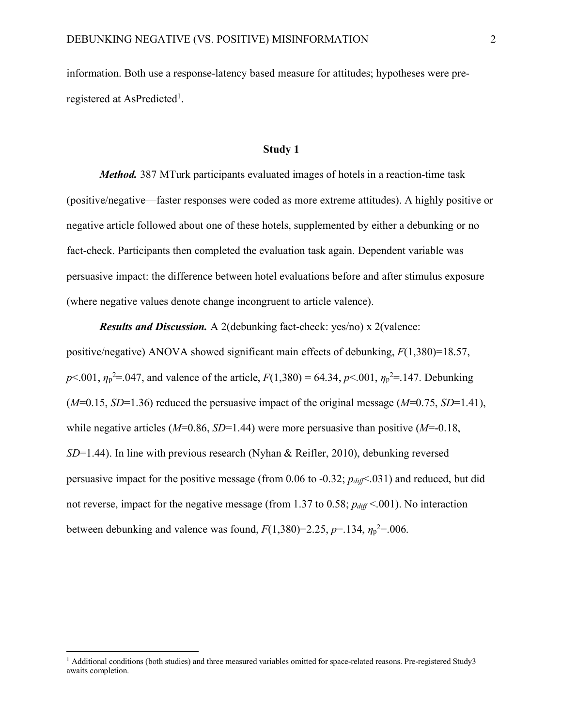information. Both use a response-latency based measure for attitudes; hypotheses were pre-registered at AsPredicted[1].

## Study 1

***Method.*** 387 MTurk participants evaluated images of hotels in a reaction-time task (positive/negative—faster responses were coded as more extreme attitudes). A highly positive or negative article followed about one of these hotels, supplemented by either a debunking or no fact-check. Participants then completed the evaluation task again. Dependent variable was persuasive impact: the difference between hotel evaluations before and after stimulus exposure (where negative values denote change incongruent to article valence).

***Results and Discussion.*** A 2(debunking fact-check: yes/no) x 2(valence: positive/negative) ANOVA showed significant main effects of debunking, $F(1,380)=18.57$, $p<.001$, $\eta_p^2=.047$, and valence of the article, $F(1,380) = 64.34$, $p<.001$, $\eta_p^2=.147$. Debunking ($M=0.15$, $SD=1.36$) reduced the persuasive impact of the original message ($M=0.75$, $SD=1.41$), while negative articles ($M=0.86$, $SD=1.44$) were more persuasive than positive ($M=-0.18$, $SD=1.44$). In line with previous research (Nyhan & Reifler, 2010), debunking reversed persuasive impact for the positive message (from 0.06 to -0.32; $p_{diff}<.031$) and reduced, but did not reverse, impact for the negative message (from 1.37 to 0.58; $p_{diff}<.001$). No interaction between debunking and valence was found, $F(1,380)=2.25$, $p=.134$, $\eta_p^2=.006$.

---

[1] Additional conditions (both studies) and three measured variables omitted for space-related reasons. Pre-registered Study3 awaits completion.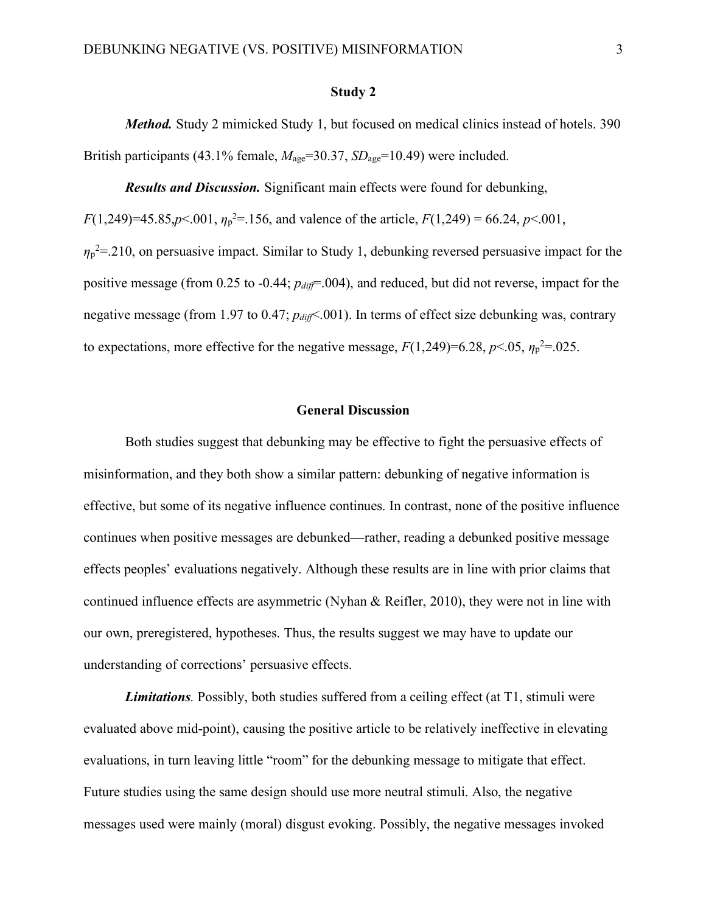## Study 2

***Method.*** Study 2 mimicked Study 1, but focused on medical clinics instead of hotels. 390 British participants (43.1% female, $M_{age}$=30.37, $SD_{age}$=10.49) were included.

***Results and Discussion.*** Significant main effects were found for debunking, $F(1,249)$=45.85,$p$<.001, $\eta_p^2$=.156, and valence of the article, $F(1,249)$ = 66.24, $p$<.001, $\eta_p^2$=.210, on persuasive impact. Similar to Study 1, debunking reversed persuasive impact for the positive message (from 0.25 to -0.44; $p_{diff}$=.004), and reduced, but did not reverse, impact for the negative message (from 1.97 to 0.47; $p_{diff}$<.001). In terms of effect size debunking was, contrary to expectations, more effective for the negative message, $F(1,249)$=6.28, $p$<.05, $\eta_p^2$=.025.

## General Discussion

Both studies suggest that debunking may be effective to fight the persuasive effects of misinformation, and they both show a similar pattern: debunking of negative information is effective, but some of its negative influence continues. In contrast, none of the positive influence continues when positive messages are debunked—rather, reading a debunked positive message effects peoples' evaluations negatively. Although these results are in line with prior claims that continued influence effects are asymmetric (Nyhan & Reifler, 2010), they were not in line with our own, preregistered, hypotheses. Thus, the results suggest we may have to update our understanding of corrections' persuasive effects.

***Limitations*.** Possibly, both studies suffered from a ceiling effect (at T1, stimuli were evaluated above mid-point), causing the positive article to be relatively ineffective in elevating evaluations, in turn leaving little "room" for the debunking message to mitigate that effect. Future studies using the same design should use more neutral stimuli. Also, the negative messages used were mainly (moral) disgust evoking. Possibly, the negative messages invoked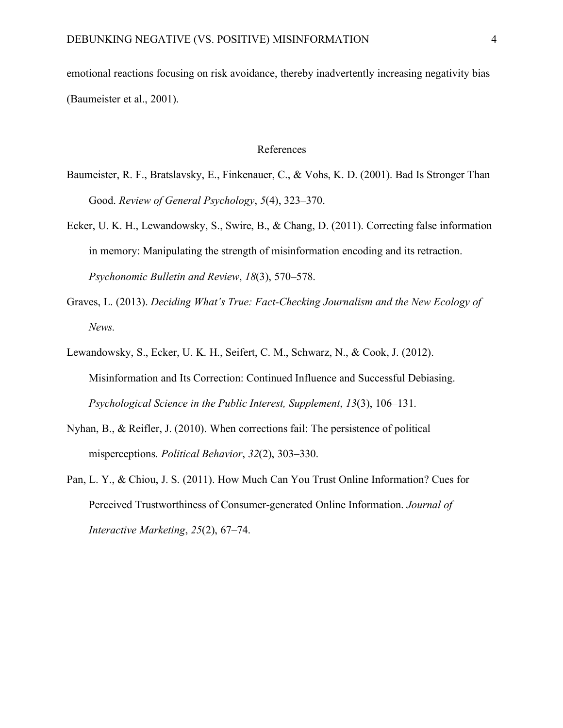emotional reactions focusing on risk avoidance, thereby inadvertently increasing negativity bias (Baumeister et al., 2001).

## References

Baumeister, R. F., Bratslavsky, E., Finkenauer, C., & Vohs, K. D. (2001). Bad Is Stronger Than Good. *Review of General Psychology*, *5*(4), 323–370.

Ecker, U. K. H., Lewandowsky, S., Swire, B., & Chang, D. (2011). Correcting false information in memory: Manipulating the strength of misinformation encoding and its retraction. *Psychonomic Bulletin and Review*, *18*(3), 570–578.

Graves, L. (2013). *Deciding What's True: Fact-Checking Journalism and the New Ecology of News.*

Lewandowsky, S., Ecker, U. K. H., Seifert, C. M., Schwarz, N., & Cook, J. (2012). Misinformation and Its Correction: Continued Influence and Successful Debiasing. *Psychological Science in the Public Interest, Supplement*, *13*(3), 106–131.

Nyhan, B., & Reifler, J. (2010). When corrections fail: The persistence of political misperceptions. *Political Behavior*, *32*(2), 303–330.

Pan, L. Y., & Chiou, J. S. (2011). How Much Can You Trust Online Information? Cues for Perceived Trustworthiness of Consumer-generated Online Information. *Journal of Interactive Marketing*, *25*(2), 67–74.